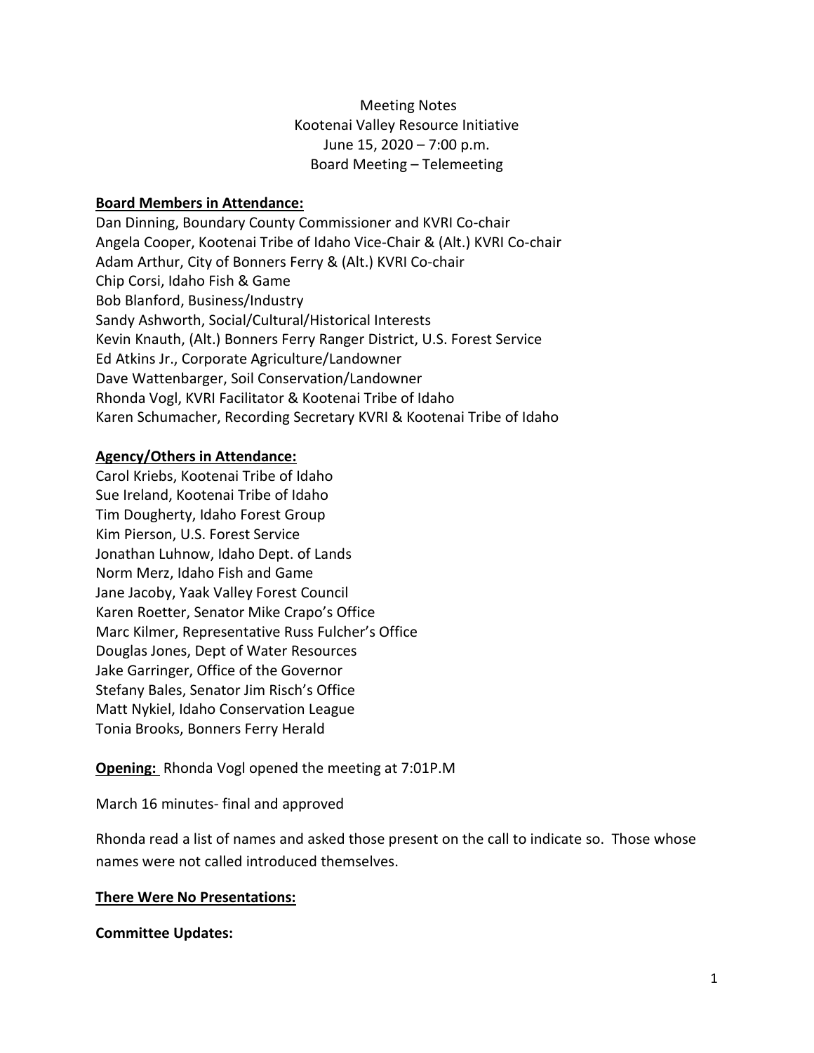Meeting Notes
Kootenai Valley Resource Initiative
June 15, 2020 – 7:00 p.m.
Board Meeting – Telemeeting

**Board Members in Attendance:**

Dan Dinning, Boundary County Commissioner and KVRI Co-chair
Angela Cooper, Kootenai Tribe of Idaho Vice-Chair & (Alt.) KVRI Co-chair
Adam Arthur, City of Bonners Ferry & (Alt.) KVRI Co-chair
Chip Corsi, Idaho Fish & Game
Bob Blanford, Business/Industry
Sandy Ashworth, Social/Cultural/Historical Interests
Kevin Knauth, (Alt.) Bonners Ferry Ranger District, U.S. Forest Service
Ed Atkins Jr., Corporate Agriculture/Landowner
Dave Wattenbarger, Soil Conservation/Landowner
Rhonda Vogl, KVRI Facilitator & Kootenai Tribe of Idaho
Karen Schumacher, Recording Secretary KVRI & Kootenai Tribe of Idaho

**Agency/Others in Attendance:**

Carol Kriebs, Kootenai Tribe of Idaho
Sue Ireland, Kootenai Tribe of Idaho
Tim Dougherty, Idaho Forest Group
Kim Pierson, U.S. Forest Service
Jonathan Luhnow, Idaho Dept. of Lands
Norm Merz, Idaho Fish and Game
Jane Jacoby, Yaak Valley Forest Council
Karen Roetter, Senator Mike Crapo's Office
Marc Kilmer, Representative Russ Fulcher's Office
Douglas Jones, Dept of Water Resources
Jake Garringer, Office of the Governor
Stefany Bales, Senator Jim Risch's Office
Matt Nykiel, Idaho Conservation League
Tonia Brooks, Bonners Ferry Herald

**Opening:** Rhonda Vogl opened the meeting at 7:01P.M

March 16 minutes- final and approved

Rhonda read a list of names and asked those present on the call to indicate so. Those whose names were not called introduced themselves.

**There Were No Presentations:**

**Committee Updates:**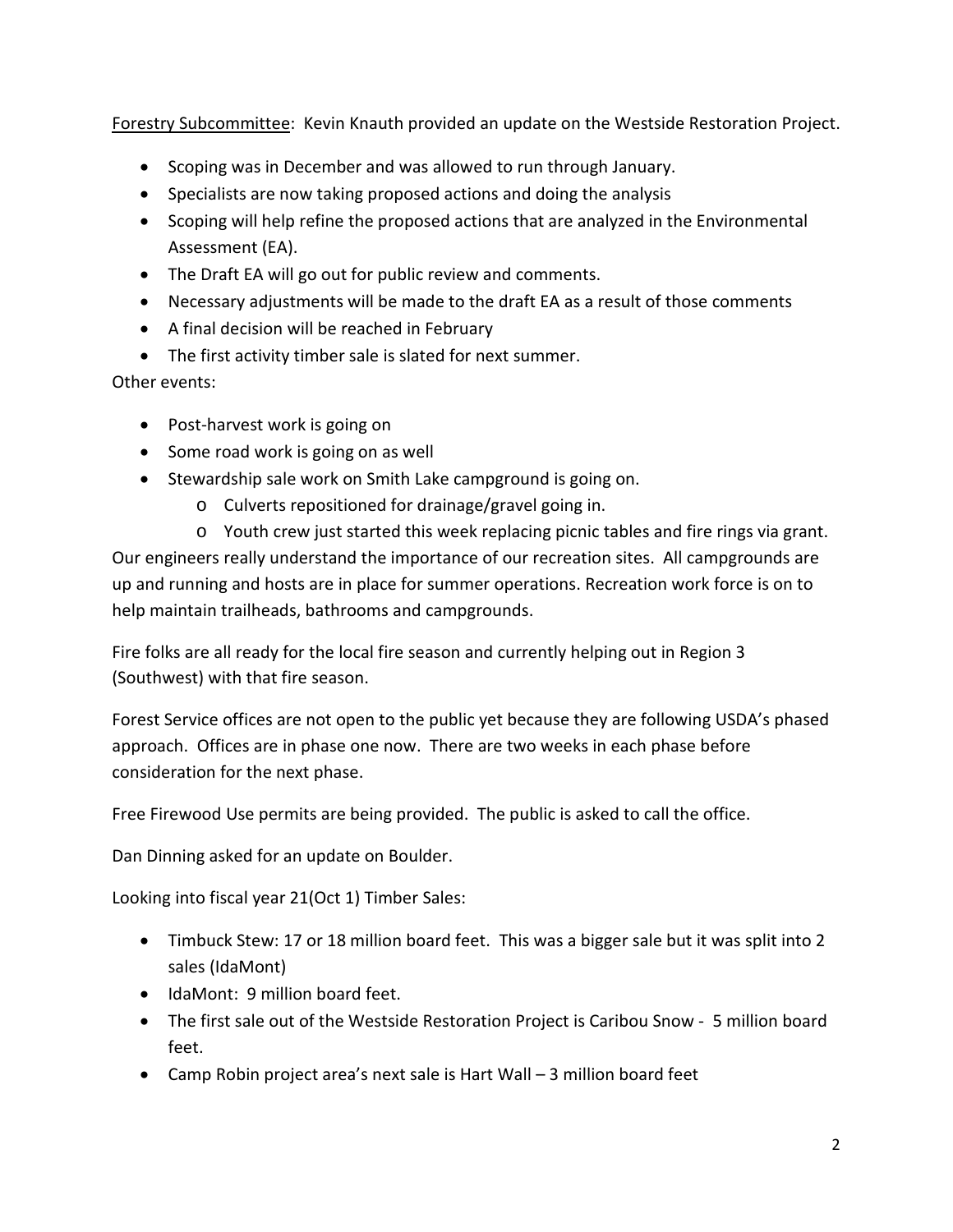Forestry Subcommittee: Kevin Knauth provided an update on the Westside Restoration Project.

- Scoping was in December and was allowed to run through January.
- Specialists are now taking proposed actions and doing the analysis
- Scoping will help refine the proposed actions that are analyzed in the Environmental Assessment (EA).
- The Draft EA will go out for public review and comments.
- Necessary adjustments will be made to the draft EA as a result of those comments
- A final decision will be reached in February
- The first activity timber sale is slated for next summer.

Other events:

- Post-harvest work is going on
- Some road work is going on as well
- Stewardship sale work on Smith Lake campground is going on.
    - Culverts repositioned for drainage/gravel going in.
    - Youth crew just started this week replacing picnic tables and fire rings via grant.

Our engineers really understand the importance of our recreation sites. All campgrounds are up and running and hosts are in place for summer operations. Recreation work force is on to help maintain trailheads, bathrooms and campgrounds.

Fire folks are all ready for the local fire season and currently helping out in Region 3 (Southwest) with that fire season.

Forest Service offices are not open to the public yet because they are following USDA's phased approach. Offices are in phase one now. There are two weeks in each phase before consideration for the next phase.

Free Firewood Use permits are being provided. The public is asked to call the office.

Dan Dinning asked for an update on Boulder.

Looking into fiscal year 21(Oct 1) Timber Sales:

- Timbuck Stew: 17 or 18 million board feet. This was a bigger sale but it was split into 2 sales (IdaMont)
- IdaMont: 9 million board feet.
- The first sale out of the Westside Restoration Project is Caribou Snow - 5 million board feet.
- Camp Robin project area's next sale is Hart Wall – 3 million board feet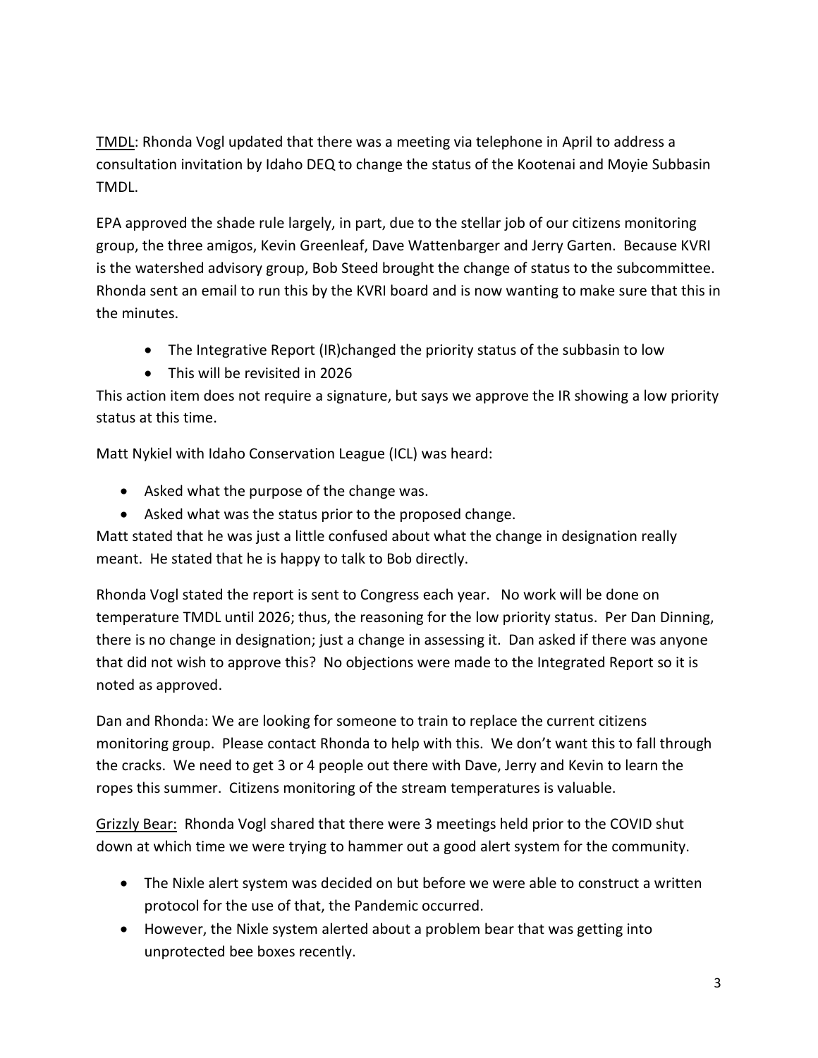<u>TMDL</u>: Rhonda Vogl updated that there was a meeting via telephone in April to address a consultation invitation by Idaho DEQ to change the status of the Kootenai and Moyie Subbasin TMDL.

EPA approved the shade rule largely, in part, due to the stellar job of our citizens monitoring group, the three amigos, Kevin Greenleaf, Dave Wattenbarger and Jerry Garten. Because KVRI is the watershed advisory group, Bob Steed brought the change of status to the subcommittee. Rhonda sent an email to run this by the KVRI board and is now wanting to make sure that this in the minutes.

- The Integrative Report (IR)changed the priority status of the subbasin to low
- This will be revisited in 2026

This action item does not require a signature, but says we approve the IR showing a low priority status at this time.

Matt Nykiel with Idaho Conservation League (ICL) was heard:

- Asked what the purpose of the change was.
- Asked what was the status prior to the proposed change.

Matt stated that he was just a little confused about what the change in designation really meant. He stated that he is happy to talk to Bob directly.

Rhonda Vogl stated the report is sent to Congress each year. No work will be done on temperature TMDL until 2026; thus, the reasoning for the low priority status. Per Dan Dinning, there is no change in designation; just a change in assessing it. Dan asked if there was anyone that did not wish to approve this? No objections were made to the Integrated Report so it is noted as approved.

Dan and Rhonda: We are looking for someone to train to replace the current citizens monitoring group. Please contact Rhonda to help with this. We don't want this to fall through the cracks. We need to get 3 or 4 people out there with Dave, Jerry and Kevin to learn the ropes this summer. Citizens monitoring of the stream temperatures is valuable.

<u>Grizzly Bear:</u> Rhonda Vogl shared that there were 3 meetings held prior to the COVID shut down at which time we were trying to hammer out a good alert system for the community.

- The Nixle alert system was decided on but before we were able to construct a written protocol for the use of that, the Pandemic occurred.
- However, the Nixle system alerted about a problem bear that was getting into unprotected bee boxes recently.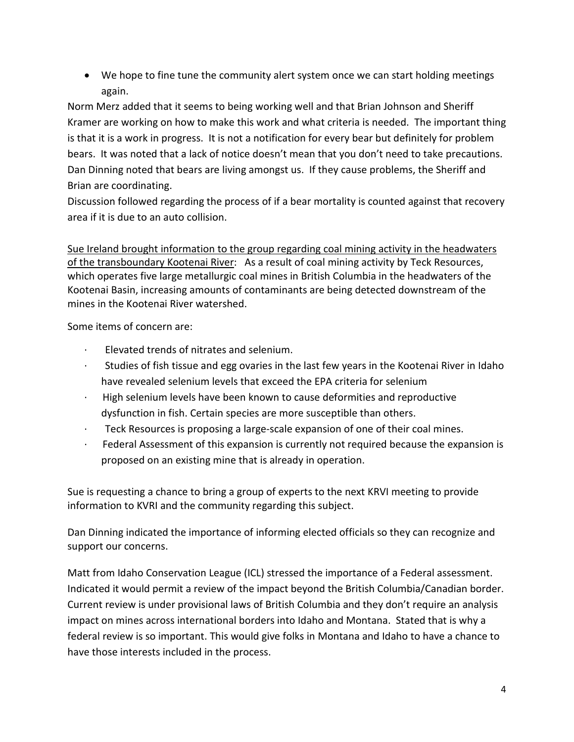- We hope to fine tune the community alert system once we can start holding meetings again.

Norm Merz added that it seems to being working well and that Brian Johnson and Sheriff Kramer are working on how to make this work and what criteria is needed. The important thing is that it is a work in progress. It is not a notification for every bear but definitely for problem bears. It was noted that a lack of notice doesn't mean that you don't need to take precautions. Dan Dinning noted that bears are living amongst us. If they cause problems, the Sheriff and Brian are coordinating.

Discussion followed regarding the process of if a bear mortality is counted against that recovery area if it is due to an auto collision.

<u>Sue Ireland brought information to the group regarding coal mining activity in the headwaters of the transboundary Kootenai River</u>: As a result of coal mining activity by Teck Resources, which operates five large metallurgic coal mines in British Columbia in the headwaters of the Kootenai Basin, increasing amounts of contaminants are being detected downstream of the mines in the Kootenai River watershed.

Some items of concern are:

- Elevated trends of nitrates and selenium.
- Studies of fish tissue and egg ovaries in the last few years in the Kootenai River in Idaho have revealed selenium levels that exceed the EPA criteria for selenium
- High selenium levels have been known to cause deformities and reproductive dysfunction in fish. Certain species are more susceptible than others.
- Teck Resources is proposing a large-scale expansion of one of their coal mines.
- Federal Assessment of this expansion is currently not required because the expansion is proposed on an existing mine that is already in operation.

Sue is requesting a chance to bring a group of experts to the next KRVI meeting to provide information to KVRI and the community regarding this subject.

Dan Dinning indicated the importance of informing elected officials so they can recognize and support our concerns.

Matt from Idaho Conservation League (ICL) stressed the importance of a Federal assessment. Indicated it would permit a review of the impact beyond the British Columbia/Canadian border. Current review is under provisional laws of British Columbia and they don't require an analysis impact on mines across international borders into Idaho and Montana. Stated that is why a federal review is so important. This would give folks in Montana and Idaho to have a chance to have those interests included in the process.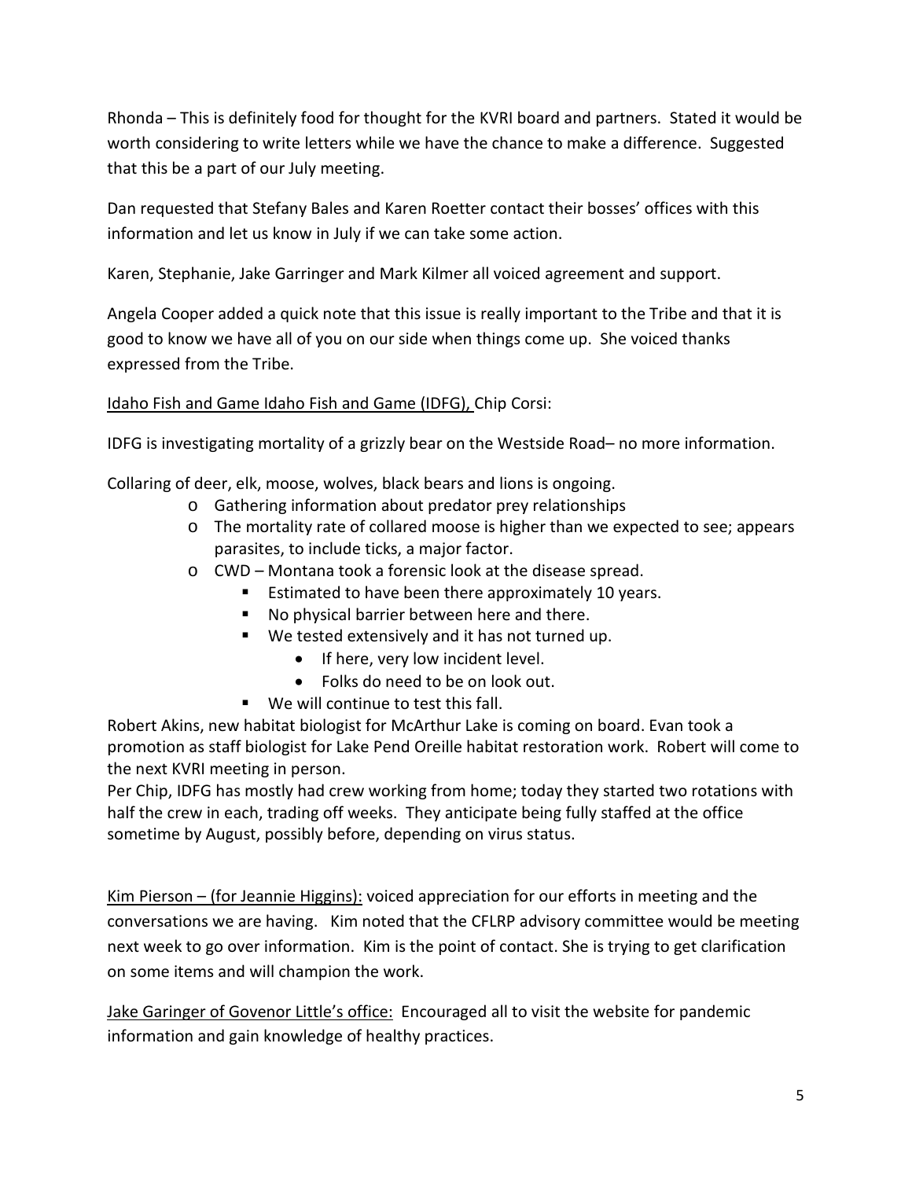Rhonda – This is definitely food for thought for the KVRI board and partners. Stated it would be worth considering to write letters while we have the chance to make a difference. Suggested that this be a part of our July meeting.

Dan requested that Stefany Bales and Karen Roetter contact their bosses' offices with this information and let us know in July if we can take some action.

Karen, Stephanie, Jake Garringer and Mark Kilmer all voiced agreement and support.

Angela Cooper added a quick note that this issue is really important to the Tribe and that it is good to know we have all of you on our side when things come up. She voiced thanks expressed from the Tribe.

<u>Idaho Fish and Game Idaho Fish and Game (IDFG),</u> Chip Corsi:

IDFG is investigating mortality of a grizzly bear on the Westside Road– no more information.

Collaring of deer, elk, moose, wolves, black bears and lions is ongoing.

- Gathering information about predator prey relationships
- The mortality rate of collared moose is higher than we expected to see; appears parasites, to include ticks, a major factor.
- CWD – Montana took a forensic look at the disease spread.
  - Estimated to have been there approximately 10 years.
  - No physical barrier between here and there.
  - We tested extensively and it has not turned up.
    - If here, very low incident level.
    - Folks do need to be on look out.
  - We will continue to test this fall.

Robert Akins, new habitat biologist for McArthur Lake is coming on board. Evan took a promotion as staff biologist for Lake Pend Oreille habitat restoration work. Robert will come to the next KVRI meeting in person.

Per Chip, IDFG has mostly had crew working from home; today they started two rotations with half the crew in each, trading off weeks. They anticipate being fully staffed at the office sometime by August, possibly before, depending on virus status.

<u>Kim Pierson – (for Jeannie Higgins):</u> voiced appreciation for our efforts in meeting and the conversations we are having. Kim noted that the CFLRP advisory committee would be meeting next week to go over information. Kim is the point of contact. She is trying to get clarification on some items and will champion the work.

<u>Jake Garinger of Govenor Little's office:</u> Encouraged all to visit the website for pandemic information and gain knowledge of healthy practices.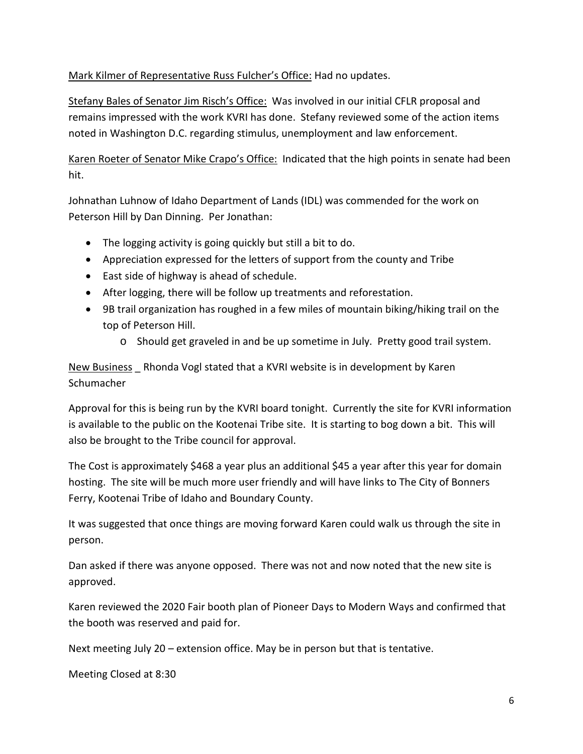<u>Mark Kilmer of Representative Russ Fulcher's Office:</u> Had no updates.

<u>Stefany Bales of Senator Jim Risch's Office:</u> Was involved in our initial CFLR proposal and remains impressed with the work KVRI has done. Stefany reviewed some of the action items noted in Washington D.C. regarding stimulus, unemployment and law enforcement.

<u>Karen Roeter of Senator Mike Crapo's Office:</u> Indicated that the high points in senate had been hit.

Johnathan Luhnow of Idaho Department of Lands (IDL) was commended for the work on Peterson Hill by Dan Dinning. Per Jonathan:

- The logging activity is going quickly but still a bit to do.
- Appreciation expressed for the letters of support from the county and Tribe
- East side of highway is ahead of schedule.
- After logging, there will be follow up treatments and reforestation.
- 9B trail organization has roughed in a few miles of mountain biking/hiking trail on the top of Peterson Hill.
  - Should get graveled in and be up sometime in July. Pretty good trail system.

<u>New Business</u> _ Rhonda Vogl stated that a KVRI website is in development by Karen Schumacher

Approval for this is being run by the KVRI board tonight. Currently the site for KVRI information is available to the public on the Kootenai Tribe site. It is starting to bog down a bit. This will also be brought to the Tribe council for approval.

The Cost is approximately $468 a year plus an additional $45 a year after this year for domain hosting. The site will be much more user friendly and will have links to The City of Bonners Ferry, Kootenai Tribe of Idaho and Boundary County.

It was suggested that once things are moving forward Karen could walk us through the site in person.

Dan asked if there was anyone opposed. There was not and now noted that the new site is approved.

Karen reviewed the 2020 Fair booth plan of Pioneer Days to Modern Ways and confirmed that the booth was reserved and paid for.

Next meeting July 20 – extension office. May be in person but that is tentative.

Meeting Closed at 8:30